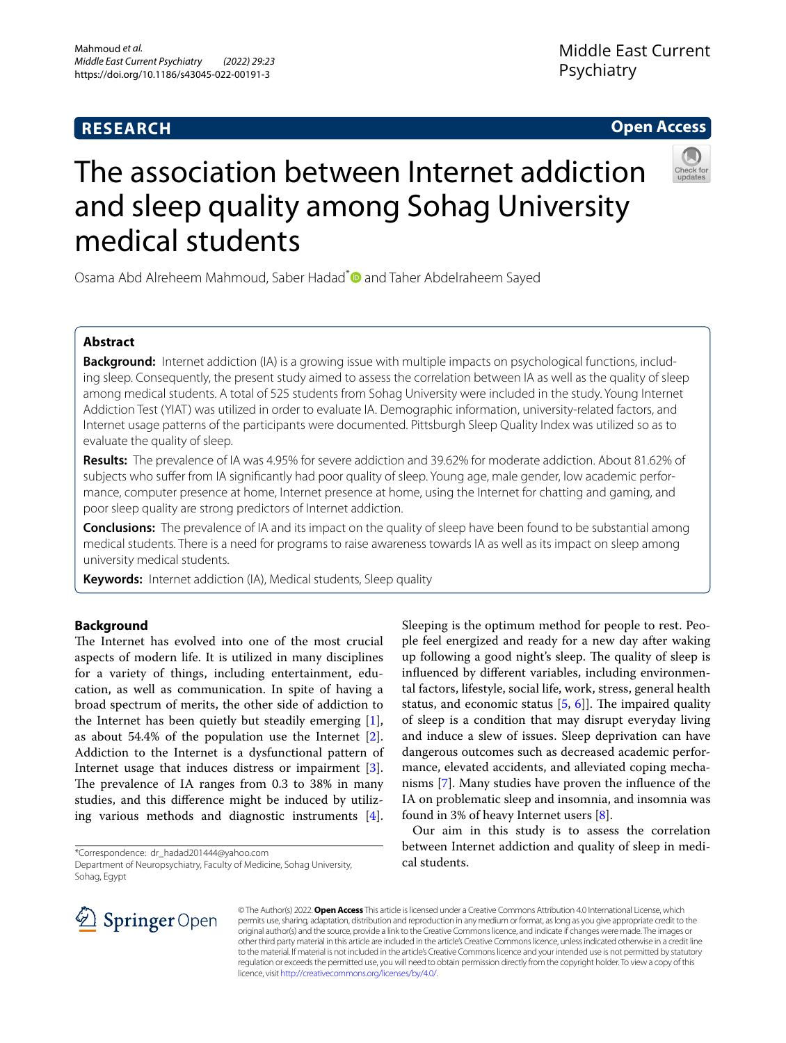RESEARCH

Open Access

# The association between Internet addiction and sleep quality among Sohag University medical students

Osama Abd Alreheem Mahmoud, Saber Hadad* and Taher Abdelraheem Sayed

## Abstract

**Background:** Internet addiction (IA) is a growing issue with multiple impacts on psychological functions, including sleep. Consequently, the present study aimed to assess the correlation between IA as well as the quality of sleep among medical students. A total of 525 students from Sohag University were included in the study. Young Internet Addiction Test (YIAT) was utilized in order to evaluate IA. Demographic information, university-related factors, and Internet usage patterns of the participants were documented. Pittsburgh Sleep Quality Index was utilized so as to evaluate the quality of sleep.

**Results:** The prevalence of IA was 4.95% for severe addiction and 39.62% for moderate addiction. About 81.62% of subjects who suffer from IA significantly had poor quality of sleep. Young age, male gender, low academic performance, computer presence at home, Internet presence at home, using the Internet for chatting and gaming, and poor sleep quality are strong predictors of Internet addiction.

**Conclusions:** The prevalence of IA and its impact on the quality of sleep have been found to be substantial among medical students. There is a need for programs to raise awareness towards IA as well as its impact on sleep among university medical students.

**Keywords:** Internet addiction (IA), Medical students, Sleep quality

## Background

The Internet has evolved into one of the most crucial aspects of modern life. It is utilized in many disciplines for a variety of things, including entertainment, education, as well as communication. In spite of having a broad spectrum of merits, the other side of addiction to the Internet has been quietly but steadily emerging [1], as about 54.4% of the population use the Internet [2]. Addiction to the Internet is a dysfunctional pattern of Internet usage that induces distress or impairment [3]. The prevalence of IA ranges from 0.3 to 38% in many studies, and this difference might be induced by utilizing various methods and diagnostic instruments [4].

Sleeping is the optimum method for people to rest. People feel energized and ready for a new day after waking up following a good night's sleep. The quality of sleep is influenced by different variables, including environmental factors, lifestyle, social life, work, stress, general health status, and economic status [5, 6]]. The impaired quality of sleep is a condition that may disrupt everyday living and induce a slew of issues. Sleep deprivation can have dangerous outcomes such as decreased academic performance, elevated accidents, and alleviated coping mechanisms [7]. Many studies have proven the influence of the IA on problematic sleep and insomnia, and insomnia was found in 3% of heavy Internet users [8].

Our aim in this study is to assess the correlation between Internet addiction and quality of sleep in medical students.

*Correspondence: dr_hadad201444@yahoo.com
Department of Neuropsychiatry, Faculty of Medicine, Sohag University, Sohag, Egypt

© The Author(s) 2022. **Open Access** This article is licensed under a Creative Commons Attribution 4.0 International License, which permits use, sharing, adaptation, distribution and reproduction in any medium or format, as long as you give appropriate credit to the original author(s) and the source, provide a link to the Creative Commons licence, and indicate if changes were made. The images or other third party material in this article are included in the article's Creative Commons licence, unless indicated otherwise in a credit line to the material. If material is not included in the article's Creative Commons licence and your intended use is not permitted by statutory regulation or exceeds the permitted use, you will need to obtain permission directly from the copyright holder. To view a copy of this licence, visit http://creativecommons.org/licenses/by/4.0/.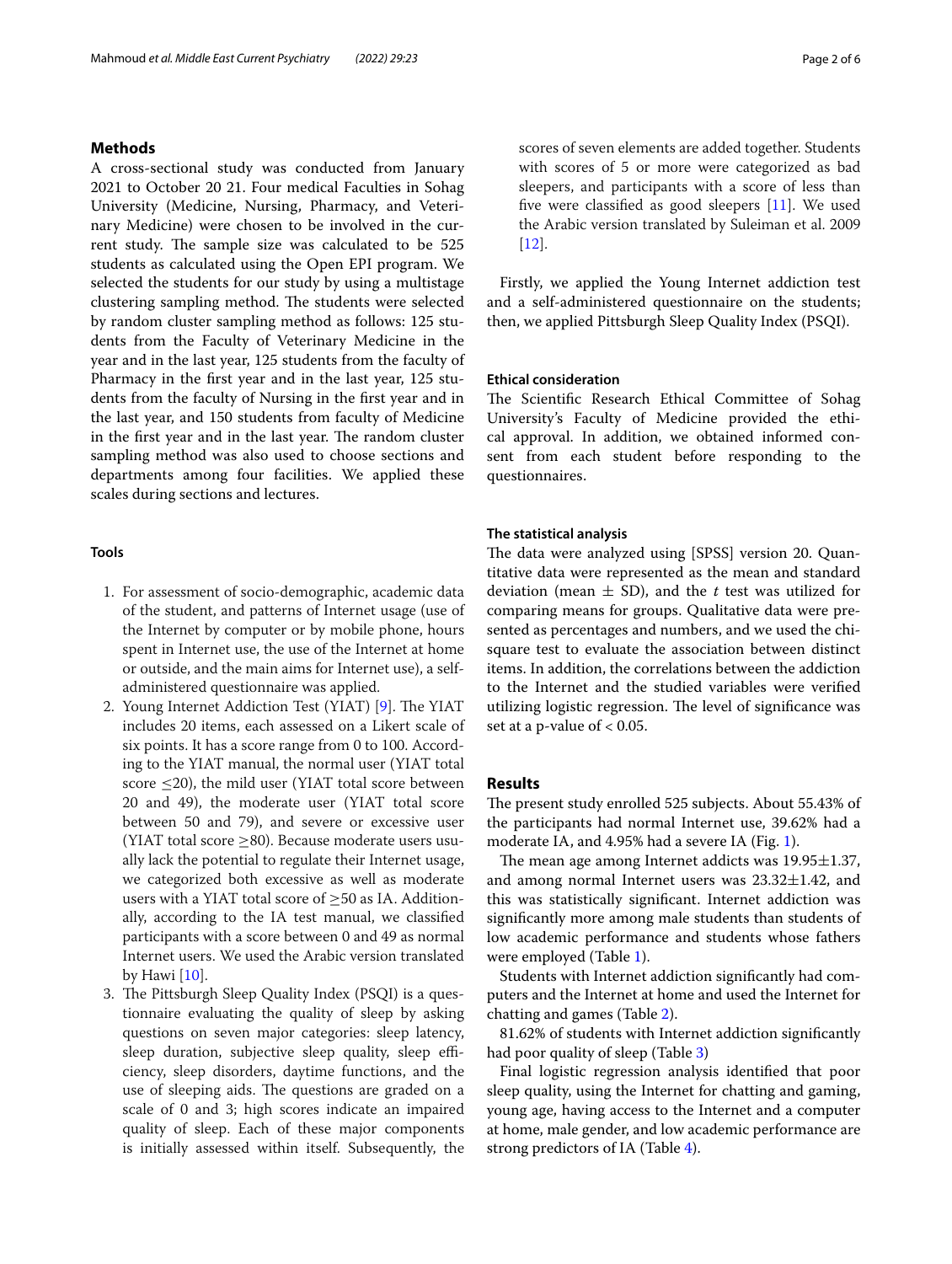## Methods

A cross-sectional study was conducted from January 2021 to October 20 21. Four medical Faculties in Sohag University (Medicine, Nursing, Pharmacy, and Veterinary Medicine) were chosen to be involved in the current study. The sample size was calculated to be 525 students as calculated using the Open EPI program. We selected the students for our study by using a multistage clustering sampling method. The students were selected by random cluster sampling method as follows: 125 students from the Faculty of Veterinary Medicine in the year and in the last year, 125 students from the faculty of Pharmacy in the first year and in the last year, 125 students from the faculty of Nursing in the first year and in the last year, and 150 students from faculty of Medicine in the first year and in the last year. The random cluster sampling method was also used to choose sections and departments among four facilities. We applied these scales during sections and lectures.

### Tools

1. For assessment of socio-demographic, academic data of the student, and patterns of Internet usage (use of the Internet by computer or by mobile phone, hours spent in Internet use, the use of the Internet at home or outside, and the main aims for Internet use), a self-administered questionnaire was applied.
2. Young Internet Addiction Test (YIAT) [9]. The YIAT includes 20 items, each assessed on a Likert scale of six points. It has a score range from 0 to 100. According to the YIAT manual, the normal user (YIAT total score ≤20), the mild user (YIAT total score between 20 and 49), the moderate user (YIAT total score between 50 and 79), and severe or excessive user (YIAT total score ≥80). Because moderate users usually lack the potential to regulate their Internet usage, we categorized both excessive as well as moderate users with a YIAT total score of ≥50 as IA. Additionally, according to the IA test manual, we classified participants with a score between 0 and 49 as normal Internet users. We used the Arabic version translated by Hawi [10].
3. The Pittsburgh Sleep Quality Index (PSQI) is a questionnaire evaluating the quality of sleep by asking questions on seven major categories: sleep latency, sleep duration, subjective sleep quality, sleep efficiency, sleep disorders, daytime functions, and the use of sleeping aids. The questions are graded on a scale of 0 and 3; high scores indicate an impaired quality of sleep. Each of these major components is initially assessed within itself. Subsequently, the scores of seven elements are added together. Students with scores of 5 or more were categorized as bad sleepers, and participants with a score of less than five were classified as good sleepers [11]. We used the Arabic version translated by Suleiman et al. 2009 [12].

Firstly, we applied the Young Internet addiction test and a self-administered questionnaire on the students; then, we applied Pittsburgh Sleep Quality Index (PSQI).

### Ethical consideration

The Scientific Research Ethical Committee of Sohag University's Faculty of Medicine provided the ethical approval. In addition, we obtained informed consent from each student before responding to the questionnaires.

### The statistical analysis

The data were analyzed using [SPSS] version 20. Quantitative data were represented as the mean and standard deviation (mean ± SD), and the *t* test was utilized for comparing means for groups. Qualitative data were presented as percentages and numbers, and we used the chi-square test to evaluate the association between distinct items. In addition, the correlations between the addiction to the Internet and the studied variables were verified utilizing logistic regression. The level of significance was set at a p-value of < 0.05.

## Results

The present study enrolled 525 subjects. About 55.43% of the participants had normal Internet use, 39.62% had a moderate IA, and 4.95% had a severe IA (Fig. 1).

The mean age among Internet addicts was 19.95±1.37, and among normal Internet users was 23.32±1.42, and this was statistically significant. Internet addiction was significantly more among male students than students of low academic performance and students whose fathers were employed (Table 1).

Students with Internet addiction significantly had computers and the Internet at home and used the Internet for chatting and games (Table 2).

81.62% of students with Internet addiction significantly had poor quality of sleep (Table 3)

Final logistic regression analysis identified that poor sleep quality, using the Internet for chatting and gaming, young age, having access to the Internet and a computer at home, male gender, and low academic performance are strong predictors of IA (Table 4).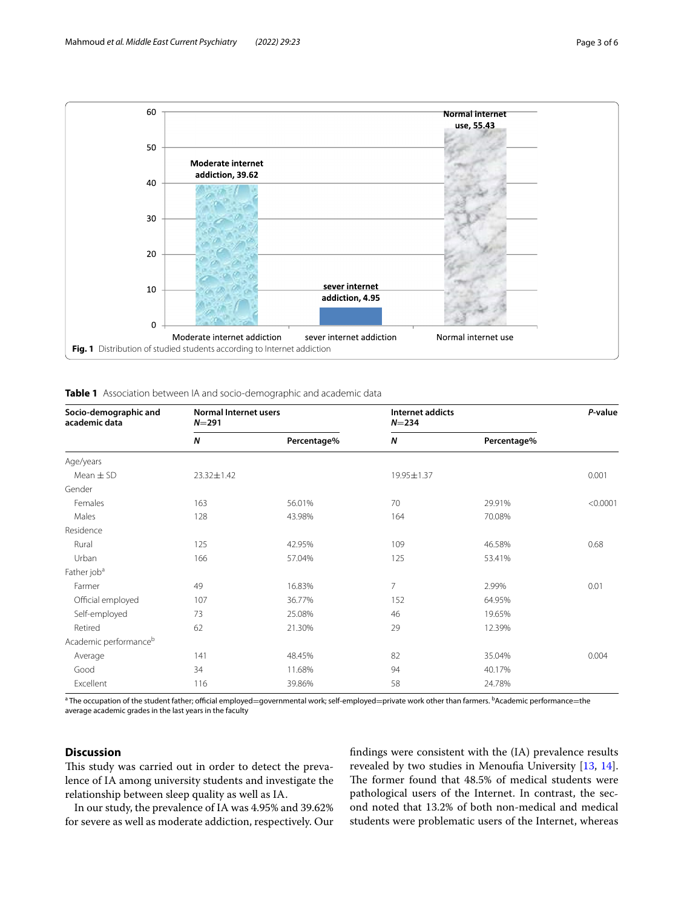**Fig. 1** Distribution of studied students according to Internet addiction

**Table 1** Association between IA and socio-demographic and academic data

| Socio-demographic and academic data | Normal Internet users N=291 | | Internet addicts N=234 | | P-value |
|---|---|---|---|---|---|
| | **N** | **Percentage%** | **N** | **Percentage%** | |
| Age/years | | | | | |
| Mean ± SD | 23.32±1.42 | | 19.95±1.37 | | 0.001 |
| Gender | | | | | |
| Females | 163 | 56.01% | 70 | 29.91% | <0.0001 |
| Males | 128 | 43.98% | 164 | 70.08% | |
| Residence | | | | | |
| Rural | 125 | 42.95% | 109 | 46.58% | 0.68 |
| Urban | 166 | 57.04% | 125 | 53.41% | |
| Father job[a] | | | | | |
| Farmer | 49 | 16.83% | 7 | 2.99% | 0.01 |
| Official employed | 107 | 36.77% | 152 | 64.95% | |
| Self-employed | 73 | 25.08% | 46 | 19.65% | |
| Retired | 62 | 21.30% | 29 | 12.39% | |
| Academic performance[b] | | | | | |
| Average | 141 | 48.45% | 82 | 35.04% | 0.004 |
| Good | 34 | 11.68% | 94 | 40.17% | |
| Excellent | 116 | 39.86% | 58 | 24.78% | |

[a] The occupation of the student father; official employed=governmental work; self-employed=private work other than farmers. [b] Academic performance=the average academic grades in the last years in the faculty

## Discussion

This study was carried out in order to detect the prevalence of IA among university students and investigate the relationship between sleep quality as well as IA.

In our study, the prevalence of IA was 4.95% and 39.62% for severe as well as moderate addiction, respectively. Our findings were consistent with the (IA) prevalence results revealed by two studies in Menoufia University [13, 14]. The former found that 48.5% of medical students were pathological users of the Internet. In contrast, the second noted that 13.2% of both non-medical and medical students were problematic users of the Internet, whereas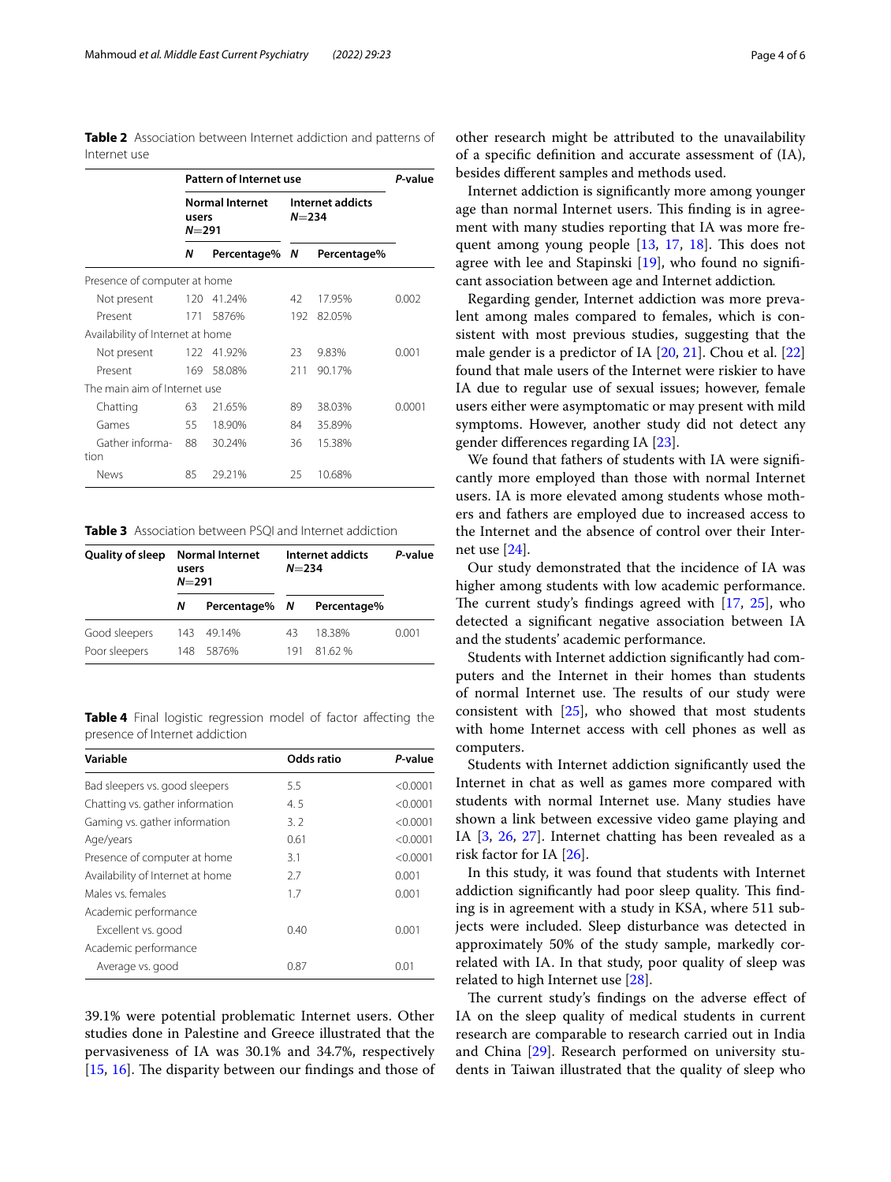**Table 2** Association between Internet addiction and patterns of Internet use

| | Pattern of Internet use | | | | *P*-value |
|---|---|---|---|---|---|
| | Normal Internet users *N*=291 | | Internet addicts *N*=234 | | |
| | *N* | Percentage% | *N* | Percentage% | |
| Presence of computer at home | | | | | |
| Not present | 120 | 41.24% | 42 | 17.95% | 0.002 |
| Present | 171 | 5876% | 192 | 82.05% | |
| Availability of Internet at home | | | | | |
| Not present | 122 | 41.92% | 23 | 9.83% | 0.001 |
| Present | 169 | 58.08% | 211 | 90.17% | |
| The main aim of Internet use | | | | | |
| Chatting | 63 | 21.65% | 89 | 38.03% | 0.0001 |
| Games | 55 | 18.90% | 84 | 35.89% | |
| Gather information | 88 | 30.24% | 36 | 15.38% | |
| News | 85 | 29.21% | 25 | 10.68% | |

**Table 3** Association between PSQI and Internet addiction

| Quality of sleep | Normal Internet users *N*=291 | | Internet addicts *N*=234 | | *P*-value |
|---|---|---|---|---|---|
| | *N* | Percentage% | *N* | Percentage% | |
| Good sleepers | 143 | 49.14% | 43 | 18.38% | 0.001 |
| Poor sleepers | 148 | 5876% | 191 | 81.62 % | |

**Table 4** Final logistic regression model of factor affecting the presence of Internet addiction

| Variable | Odds ratio | *P*-value |
|---|---|---|
| Bad sleepers vs. good sleepers | 5.5 | <0.0001 |
| Chatting vs. gather information | 4. 5 | <0.0001 |
| Gaming vs. gather information | 3. 2 | <0.0001 |
| Age/years | 0.61 | <0.0001 |
| Presence of computer at home | 3.1 | <0.0001 |
| Availability of Internet at home | 2.7 | 0.001 |
| Males vs. females | 1.7 | 0.001 |
| Academic performance | | |
| Excellent vs. good | 0.40 | 0.001 |
| Academic performance | | |
| Average vs. good | 0.87 | 0.01 |

39.1% were potential problematic Internet users. Other studies done in Palestine and Greece illustrated that the pervasiveness of IA was 30.1% and 34.7%, respectively [15, 16]. The disparity between our findings and those of other research might be attributed to the unavailability of a specific definition and accurate assessment of (IA), besides different samples and methods used.

Internet addiction is significantly more among younger age than normal Internet users. This finding is in agreement with many studies reporting that IA was more frequent among young people [13, 17, 18]. This does not agree with lee and Stapinski [19], who found no significant association between age and Internet addiction*.*

Regarding gender, Internet addiction was more prevalent among males compared to females, which is consistent with most previous studies, suggesting that the male gender is a predictor of IA [20, 21]. Chou et al. [22] found that male users of the Internet were riskier to have IA due to regular use of sexual issues; however, female users either were asymptomatic or may present with mild symptoms. However, another study did not detect any gender differences regarding IA [23].

We found that fathers of students with IA were significantly more employed than those with normal Internet users. IA is more elevated among students whose mothers and fathers are employed due to increased access to the Internet and the absence of control over their Internet use [24].

Our study demonstrated that the incidence of IA was higher among students with low academic performance. The current study's findings agreed with [17, 25], who detected a significant negative association between IA and the students' academic performance.

Students with Internet addiction significantly had computers and the Internet in their homes than students of normal Internet use. The results of our study were consistent with [25], who showed that most students with home Internet access with cell phones as well as computers.

Students with Internet addiction significantly used the Internet in chat as well as games more compared with students with normal Internet use. Many studies have shown a link between excessive video game playing and IA [3, 26, 27]. Internet chatting has been revealed as a risk factor for IA [26].

In this study, it was found that students with Internet addiction significantly had poor sleep quality. This finding is in agreement with a study in KSA, where 511 subjects were included. Sleep disturbance was detected in approximately 50% of the study sample, markedly correlated with IA. In that study, poor quality of sleep was related to high Internet use [28].

The current study's findings on the adverse effect of IA on the sleep quality of medical students in current research are comparable to research carried out in India and China [29]. Research performed on university students in Taiwan illustrated that the quality of sleep who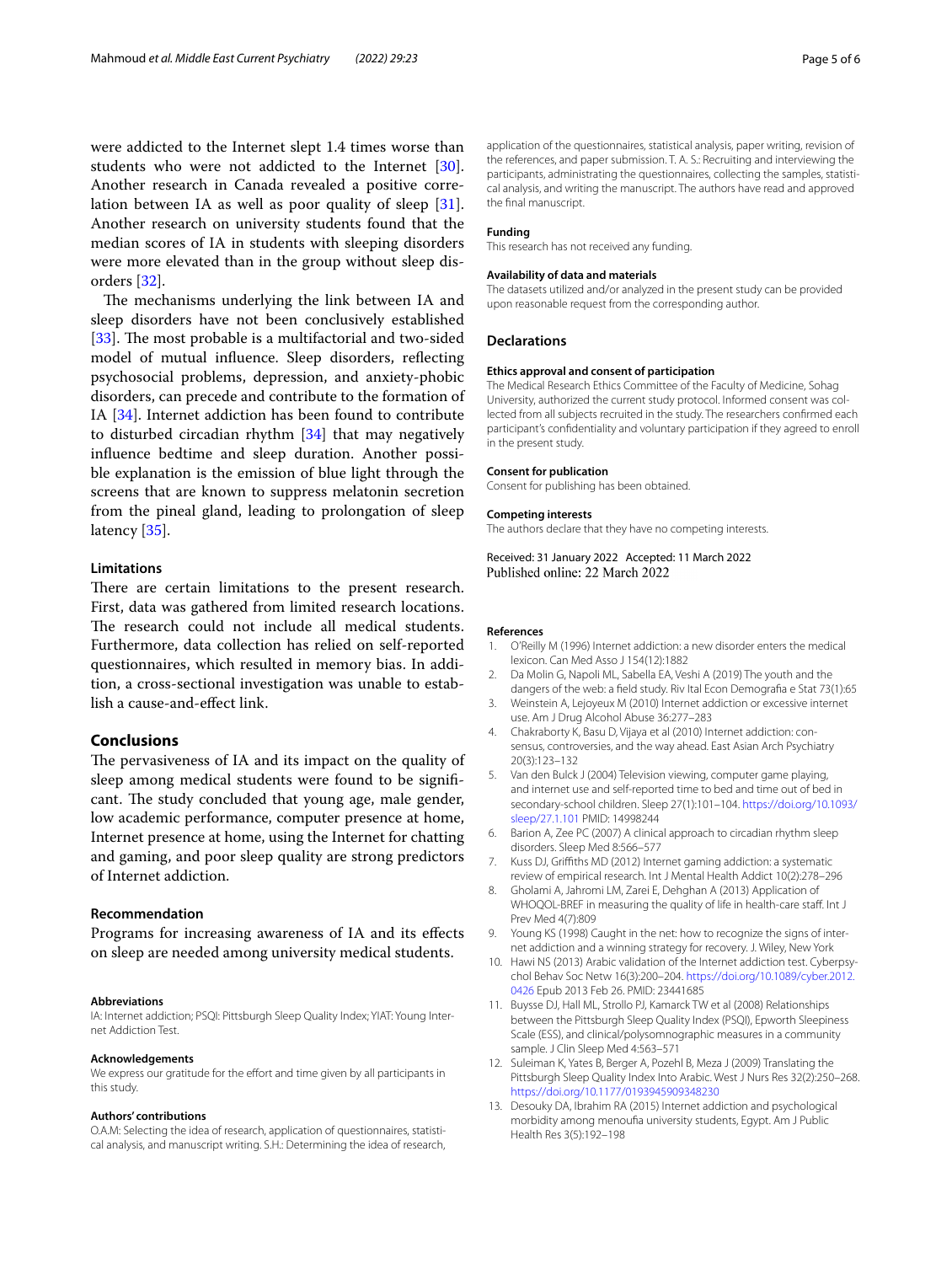were addicted to the Internet slept 1.4 times worse than students who were not addicted to the Internet [30]. Another research in Canada revealed a positive correlation between IA as well as poor quality of sleep [31]. Another research on university students found that the median scores of IA in students with sleeping disorders were more elevated than in the group without sleep disorders [32].

The mechanisms underlying the link between IA and sleep disorders have not been conclusively established [33]. The most probable is a multifactorial and two-sided model of mutual influence. Sleep disorders, reflecting psychosocial problems, depression, and anxiety-phobic disorders, can precede and contribute to the formation of IA [34]. Internet addiction has been found to contribute to disturbed circadian rhythm [34] that may negatively influence bedtime and sleep duration. Another possible explanation is the emission of blue light through the screens that are known to suppress melatonin secretion from the pineal gland, leading to prolongation of sleep latency [35].

### Limitations

There are certain limitations to the present research. First, data was gathered from limited research locations. The research could not include all medical students. Furthermore, data collection has relied on self-reported questionnaires, which resulted in memory bias. In addition, a cross-sectional investigation was unable to establish a cause-and-effect link.

## Conclusions

The pervasiveness of IA and its impact on the quality of sleep among medical students were found to be significant. The study concluded that young age, male gender, low academic performance, computer presence at home, Internet presence at home, using the Internet for chatting and gaming, and poor sleep quality are strong predictors of Internet addiction.

### Recommendation

Programs for increasing awareness of IA and its effects on sleep are needed among university medical students.

#### Abbreviations

IA: Internet addiction; PSQI: Pittsburgh Sleep Quality Index; YIAT: Young Internet Addiction Test.

#### Acknowledgements

We express our gratitude for the effort and time given by all participants in this study.

#### Authors' contributions

O.A.M: Selecting the idea of research, application of questionnaires, statistical analysis, and manuscript writing. S.H.: Determining the idea of research, application of the questionnaires, statistical analysis, paper writing, revision of the references, and paper submission. T. A. S.: Recruiting and interviewing the participants, administrating the questionnaires, collecting the samples, statistical analysis, and writing the manuscript. The authors have read and approved the final manuscript.

#### Funding

This research has not received any funding.

#### Availability of data and materials

The datasets utilized and/or analyzed in the present study can be provided upon reasonable request from the corresponding author.

## Declarations

#### Ethics approval and consent of participation

The Medical Research Ethics Committee of the Faculty of Medicine, Sohag University, authorized the current study protocol. Informed consent was collected from all subjects recruited in the study. The researchers confirmed each participant's confidentiality and voluntary participation if they agreed to enroll in the present study.

#### Consent for publication

Consent for publishing has been obtained.

#### Competing interests

The authors declare that they have no competing interests.

Received: 31 January 2022 Accepted: 11 March 2022
Published online: 22 March 2022

#### References

1. O'Reilly M (1996) Internet addiction: a new disorder enters the medical lexicon. Can Med Asso J 154(12):1882
2. Da Molin G, Napoli ML, Sabella EA, Veshi A (2019) The youth and the dangers of the web: a field study. Riv Ital Econ Demografia e Stat 73(1):65
3. Weinstein A, Lejoyeux M (2010) Internet addiction or excessive internet use. Am J Drug Alcohol Abuse 36:277–283
4. Chakraborty K, Basu D, Vijaya et al (2010) Internet addiction: consensus, controversies, and the way ahead. East Asian Arch Psychiatry 20(3):123–132
5. Van den Bulck J (2004) Television viewing, computer game playing, and internet use and self-reported time to bed and time out of bed in secondary-school children. Sleep 27(1):101–104. https://doi.org/10.1093/sleep/27.1.101 PMID: 14998244
6. Barion A, Zee PC (2007) A clinical approach to circadian rhythm sleep disorders. Sleep Med 8:566–577
7. Kuss DJ, Griffiths MD (2012) Internet gaming addiction: a systematic review of empirical research. Int J Mental Health Addict 10(2):278–296
8. Gholami A, Jahromi LM, Zarei E, Dehghan A (2013) Application of WHOQOL-BREF in measuring the quality of life in health-care staff. Int J Prev Med 4(7):809
9. Young KS (1998) Caught in the net: how to recognize the signs of internet addiction and a winning strategy for recovery. J. Wiley, New York
10. Hawi NS (2013) Arabic validation of the Internet addiction test. Cyberpsychol Behav Soc Netw 16(3):200–204. https://doi.org/10.1089/cyber.2012.0426 Epub 2013 Feb 26. PMID: 23441685
11. Buysse DJ, Hall ML, Strollo PJ, Kamarck TW et al (2008) Relationships between the Pittsburgh Sleep Quality Index (PSQI), Epworth Sleepiness Scale (ESS), and clinical/polysomnographic measures in a community sample. J Clin Sleep Med 4:563–571
12. Suleiman K, Yates B, Berger A, Pozehl B, Meza J (2009) Translating the Pittsburgh Sleep Quality Index Into Arabic. West J Nurs Res 32(2):250–268. https://doi.org/10.1177/0193945909348230
13. Desouky DA, Ibrahim RA (2015) Internet addiction and psychological morbidity among menoufia university students, Egypt. Am J Public Health Res 3(5):192–198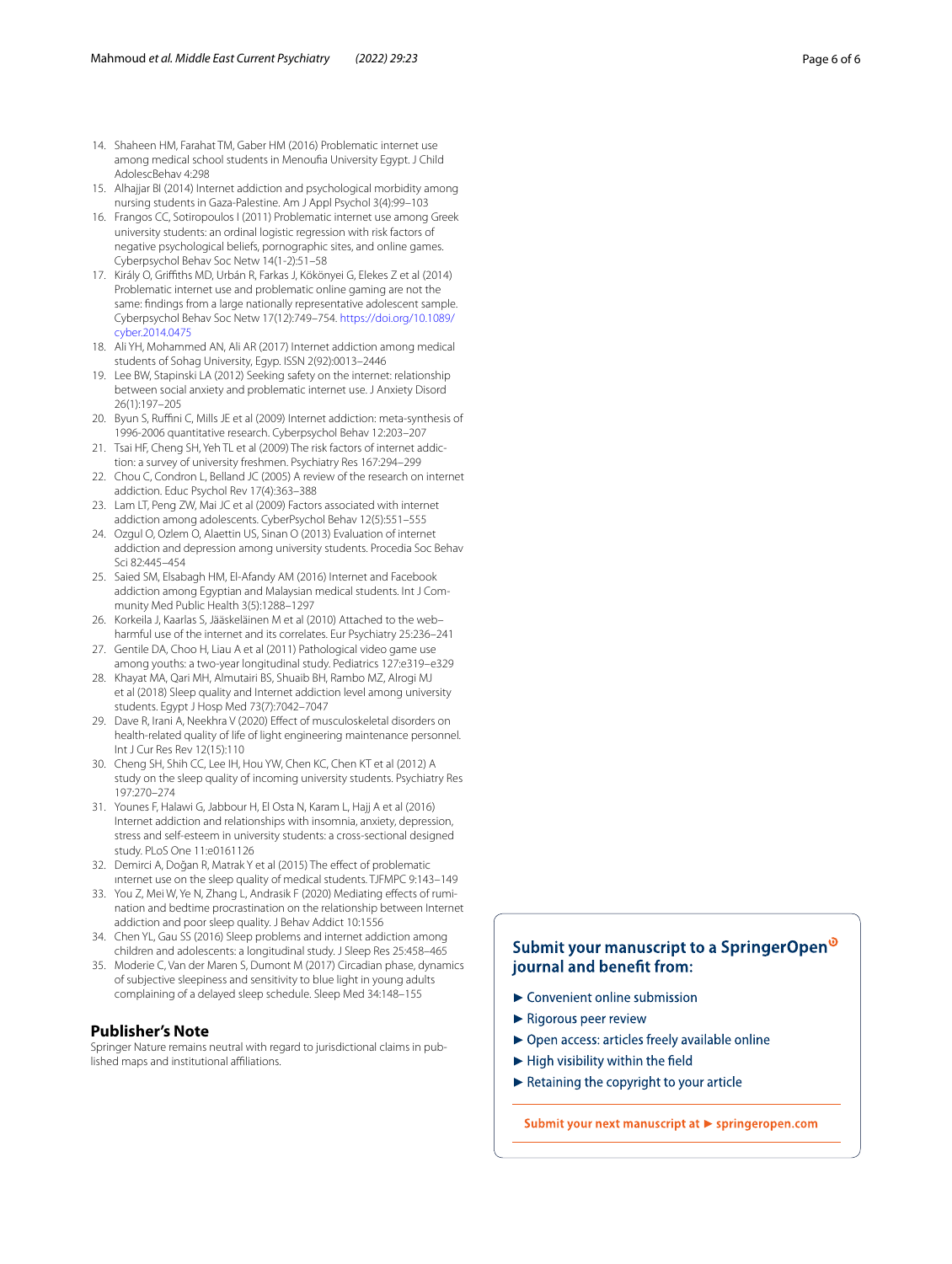14. Shaheen HM, Farahat TM, Gaber HM (2016) Problematic internet use among medical school students in Menoufia University Egypt. J Child AdolescBehav 4:298
15. Alhajjar BI (2014) Internet addiction and psychological morbidity among nursing students in Gaza-Palestine. Am J Appl Psychol 3(4):99–103
16. Frangos CC, Sotiropoulos I (2011) Problematic internet use among Greek university students: an ordinal logistic regression with risk factors of negative psychological beliefs, pornographic sites, and online games. Cyberpsychol Behav Soc Netw 14(1-2):51–58
17. Király O, Griffiths MD, Urbán R, Farkas J, Kökönyei G, Elekes Z et al (2014) Problematic internet use and problematic online gaming are not the same: findings from a large nationally representative adolescent sample. Cyberpsychol Behav Soc Netw 17(12):749–754. https://doi.org/10.1089/cyber.2014.0475
18. Ali YH, Mohammed AN, Ali AR (2017) Internet addiction among medical students of Sohag University, Egyp. ISSN 2(92):0013–2446
19. Lee BW, Stapinski LA (2012) Seeking safety on the internet: relationship between social anxiety and problematic internet use. J Anxiety Disord 26(1):197–205
20. Byun S, Ruffini C, Mills JE et al (2009) Internet addiction: meta-synthesis of 1996-2006 quantitative research. Cyberpsychol Behav 12:203–207
21. Tsai HF, Cheng SH, Yeh TL et al (2009) The risk factors of internet addiction: a survey of university freshmen. Psychiatry Res 167:294–299
22. Chou C, Condron L, Belland JC (2005) A review of the research on internet addiction. Educ Psychol Rev 17(4):363–388
23. Lam LT, Peng ZW, Mai JC et al (2009) Factors associated with internet addiction among adolescents. CyberPsychol Behav 12(5):551–555
24. Ozgul O, Ozlem O, Alaettin US, Sinan O (2013) Evaluation of internet addiction and depression among university students. Procedia Soc Behav Sci 82:445–454
25. Saied SM, Elsabagh HM, El-Afandy AM (2016) Internet and Facebook addiction among Egyptian and Malaysian medical students. Int J Community Med Public Health 3(5):1288–1297
26. Korkeila J, Kaarlas S, Jääskeläinen M et al (2010) Attached to the web–harmful use of the internet and its correlates. Eur Psychiatry 25:236–241
27. Gentile DA, Choo H, Liau A et al (2011) Pathological video game use among youths: a two-year longitudinal study. Pediatrics 127:e319–e329
28. Khayat MA, Qari MH, Almutairi BS, Shuaib BH, Rambo MZ, Alrogi MJ et al (2018) Sleep quality and Internet addiction level among university students. Egypt J Hosp Med 73(7):7042–7047
29. Dave R, Irani A, Neekhra V (2020) Effect of musculoskeletal disorders on health-related quality of life of light engineering maintenance personnel. Int J Cur Res Rev 12(15):110
30. Cheng SH, Shih CC, Lee IH, Hou YW, Chen KC, Chen KT et al (2012) A study on the sleep quality of incoming university students. Psychiatry Res 197:270–274
31. Younes F, Halawi G, Jabbour H, El Osta N, Karam L, Hajj A et al (2016) Internet addiction and relationships with insomnia, anxiety, depression, stress and self-esteem in university students: a cross-sectional designed study. PLoS One 11:e0161126
32. Demirci A, Doğan R, Matrak Y et al (2015) The effect of problematic ınternet use on the sleep quality of medical students. TJFMPC 9:143–149
33. You Z, Mei W, Ye N, Zhang L, Andrasik F (2020) Mediating effects of rumination and bedtime procrastination on the relationship between Internet addiction and poor sleep quality. J Behav Addict 10:1556
34. Chen YL, Gau SS (2016) Sleep problems and internet addiction among children and adolescents: a longitudinal study. J Sleep Res 25:458–465
35. Moderie C, Van der Maren S, Dumont M (2017) Circadian phase, dynamics of subjective sleepiness and sensitivity to blue light in young adults complaining of a delayed sleep schedule. Sleep Med 34:148–155

## Publisher's Note

Springer Nature remains neutral with regard to jurisdictional claims in published maps and institutional affiliations.

**Submit your manuscript to a SpringerOpen journal and benefit from:**

- Convenient online submission
- Rigorous peer review
- Open access: articles freely available online
- High visibility within the field
- Retaining the copyright to your article

**Submit your next manuscript at ► springeropen.com**